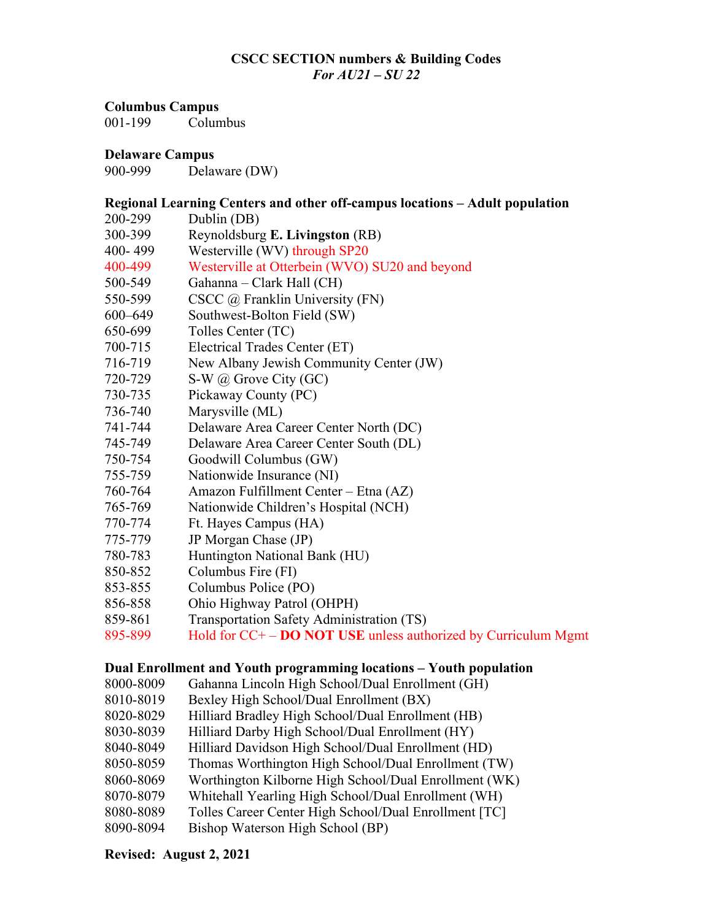# CSCC SECTION numbers & Building Codes

*For AU21 – SU 22*

### Columbus Campus

001-199 Columbus

### Delaware Campus

900-999 Delaware (DW)

### Regional Learning Centers and other off-campus locations – Adult population

| | |
|---|---|
| 200-299 | Dublin (DB) |
| 300-399 | Reynoldsburg **E. Livingston** (RB) |
| 400- 499 | Westerville (WV) through SP20 |
| 400-499 | Westerville at Otterbein (WVO) SU20 and beyond |
| 500-549 | Gahanna – Clark Hall (CH) |
| 550-599 | CSCC @ Franklin University (FN) |
| 600–649 | Southwest-Bolton Field (SW) |
| 650-699 | Tolles Center (TC) |
| 700-715 | Electrical Trades Center (ET) |
| 716-719 | New Albany Jewish Community Center (JW) |
| 720-729 | S-W @ Grove City (GC) |
| 730-735 | Pickaway County (PC) |
| 736-740 | Marysville (ML) |
| 741-744 | Delaware Area Career Center North (DC) |
| 745-749 | Delaware Area Career Center South (DL) |
| 750-754 | Goodwill Columbus (GW) |
| 755-759 | Nationwide Insurance (NI) |
| 760-764 | Amazon Fulfillment Center – Etna (AZ) |
| 765-769 | Nationwide Children's Hospital (NCH) |
| 770-774 | Ft. Hayes Campus (HA) |
| 775-779 | JP Morgan Chase (JP) |
| 780-783 | Huntington National Bank (HU) |
| 850-852 | Columbus Fire (FI) |
| 853-855 | Columbus Police (PO) |
| 856-858 | Ohio Highway Patrol (OHPH) |
| 859-861 | Transportation Safety Administration (TS) |
| 895-899 | Hold for CC+ – **DO NOT USE** unless authorized by Curriculum Mgmt |

### Dual Enrollment and Youth programming locations – Youth population

| | |
|---|---|
| 8000-8009 | Gahanna Lincoln High School/Dual Enrollment (GH) |
| 8010-8019 | Bexley High School/Dual Enrollment (BX) |
| 8020-8029 | Hilliard Bradley High School/Dual Enrollment (HB) |
| 8030-8039 | Hilliard Darby High School/Dual Enrollment (HY) |
| 8040-8049 | Hilliard Davidson High School/Dual Enrollment (HD) |
| 8050-8059 | Thomas Worthington High School/Dual Enrollment (TW) |
| 8060-8069 | Worthington Kilborne High School/Dual Enrollment (WK) |
| 8070-8079 | Whitehall Yearling High School/Dual Enrollment (WH) |
| 8080-8089 | Tolles Career Center High School/Dual Enrollment [TC] |
| 8090-8094 | Bishop Waterson High School (BP) |

**Revised: August 2, 2021**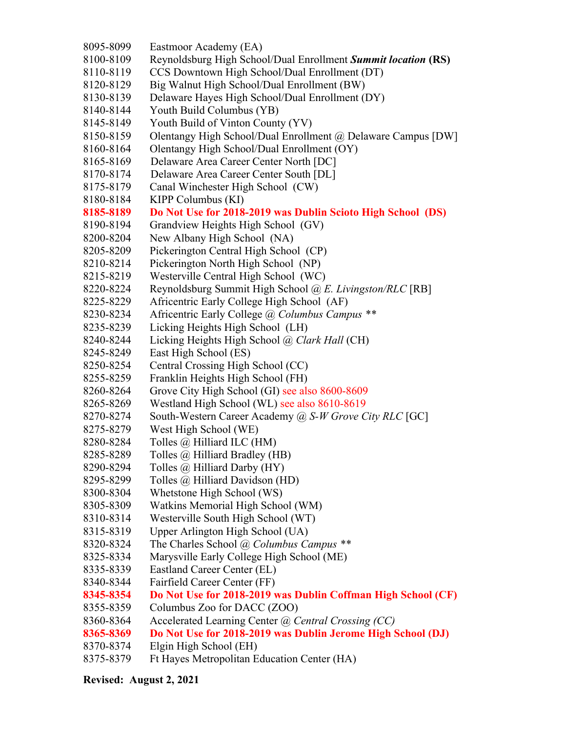8095-8099 Eastmoor Academy (EA)
8100-8109 Reynoldsburg High School/Dual Enrollment ***Summit location*** **(RS)**
8110-8119 CCS Downtown High School/Dual Enrollment (DT)
8120-8129 Big Walnut High School/Dual Enrollment (BW)
8130-8139 Delaware Hayes High School/Dual Enrollment (DY)
8140-8144 Youth Build Columbus (YB)
8145-8149 Youth Build of Vinton County (YV)
8150-8159 Olentangy High School/Dual Enrollment @ Delaware Campus [DW]
8160-8164 Olentangy High School/Dual Enrollment (OY)
8165-8169 Delaware Area Career Center North [DC]
8170-8174 Delaware Area Career Center South [DL]
8175-8179 Canal Winchester High School (CW)
8180-8184 KIPP Columbus (KI)
**8185-8189 Do Not Use for 2018-2019 was Dublin Scioto High School (DS)**
8190-8194 Grandview Heights High School (GV)
8200-8204 New Albany High School (NA)
8205-8209 Pickerington Central High School (CP)
8210-8214 Pickerington North High School (NP)
8215-8219 Westerville Central High School (WC)
8220-8224 Reynoldsburg Summit High School @ *E. Livingston/RLC* [RB]
8225-8229 Africentric Early College High School (AF)
8230-8234 Africentric Early College @ *Columbus Campus* **
8235-8239 Licking Heights High School (LH)
8240-8244 Licking Heights High School @ *Clark Hall* (CH)
8245-8249 East High School (ES)
8250-8254 Central Crossing High School (CC)
8255-8259 Franklin Heights High School (FH)
8260-8264 Grove City High School (GI) see also 8600-8609
8265-8269 Westland High School (WL) see also 8610-8619
8270-8274 South-Western Career Academy @ *S-W Grove City RLC* [GC]
8275-8279 West High School (WE)
8280-8284 Tolles @ Hilliard ILC (HM)
8285-8289 Tolles @ Hilliard Bradley (HB)
8290-8294 Tolles @ Hilliard Darby (HY)
8295-8299 Tolles @ Hilliard Davidson (HD)
8300-8304 Whetstone High School (WS)
8305-8309 Watkins Memorial High School (WM)
8310-8314 Westerville South High School (WT)
8315-8319 Upper Arlington High School (UA)
8320-8324 The Charles School @ *Columbus Campus* **
8325-8334 Marysville Early College High School (ME)
8335-8339 Eastland Career Center (EL)
8340-8344 Fairfield Career Center (FF)
**8345-8354 Do Not Use for 2018-2019 was Dublin Coffman High School (CF)**
8355-8359 Columbus Zoo for DACC (ZOO)
8360-8364 Accelerated Learning Center @ *Central Crossing (CC)*
**8365-8369 Do Not Use for 2018-2019 was Dublin Jerome High School (DJ)**
8370-8374 Elgin High School (EH)
8375-8379 Ft Hayes Metropolitan Education Center (HA)

**Revised: August 2, 2021**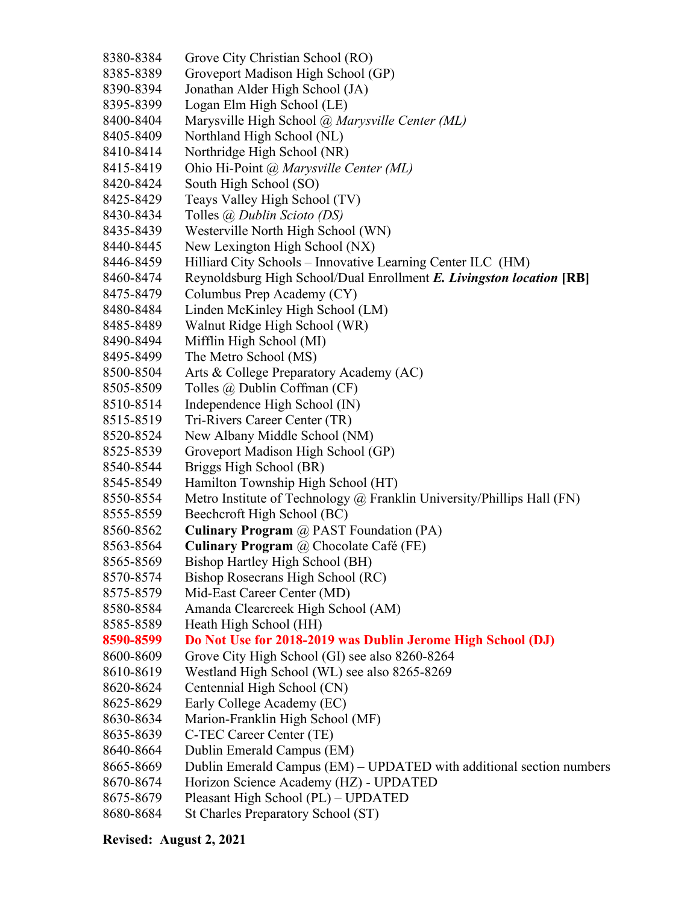| | |
|---|---|
| 8380-8384 | Grove City Christian School (RO) |
| 8385-8389 | Groveport Madison High School (GP) |
| 8390-8394 | Jonathan Alder High School (JA) |
| 8395-8399 | Logan Elm High School (LE) |
| 8400-8404 | Marysville High School @ *Marysville Center (ML)* |
| 8405-8409 | Northland High School (NL) |
| 8410-8414 | Northridge High School (NR) |
| 8415-8419 | Ohio Hi-Point @ *Marysville Center (ML)* |
| 8420-8424 | South High School (SO) |
| 8425-8429 | Teays Valley High School (TV) |
| 8430-8434 | Tolles @ *Dublin Scioto (DS)* |
| 8435-8439 | Westerville North High School (WN) |
| 8440-8445 | New Lexington High School (NX) |
| 8446-8459 | Hilliard City Schools – Innovative Learning Center ILC (HM) |
| 8460-8474 | Reynoldsburg High School/Dual Enrollment ***E. Livingston location*** **[RB]** |
| 8475-8479 | Columbus Prep Academy (CY) |
| 8480-8484 | Linden McKinley High School (LM) |
| 8485-8489 | Walnut Ridge High School (WR) |
| 8490-8494 | Mifflin High School (MI) |
| 8495-8499 | The Metro School (MS) |
| 8500-8504 | Arts & College Preparatory Academy (AC) |
| 8505-8509 | Tolles @ Dublin Coffman (CF) |
| 8510-8514 | Independence High School (IN) |
| 8515-8519 | Tri-Rivers Career Center (TR) |
| 8520-8524 | New Albany Middle School (NM) |
| 8525-8539 | Groveport Madison High School (GP) |
| 8540-8544 | Briggs High School (BR) |
| 8545-8549 | Hamilton Township High School (HT) |
| 8550-8554 | Metro Institute of Technology @ Franklin University/Phillips Hall (FN) |
| 8555-8559 | Beechcroft High School (BC) |
| 8560-8562 | **Culinary Program** @ PAST Foundation (PA) |
| 8563-8564 | **Culinary Program** @ Chocolate Café (FE) |
| 8565-8569 | Bishop Hartley High School (BH) |
| 8570-8574 | Bishop Rosecrans High School (RC) |
| 8575-8579 | Mid-East Career Center (MD) |
| 8580-8584 | Amanda Clearcreek High School (AM) |
| 8585-8589 | Heath High School (HH) |
| **8590-8599** | **Do Not Use for 2018-2019 was Dublin Jerome High School (DJ)** |
| 8600-8609 | Grove City High School (GI) see also 8260-8264 |
| 8610-8619 | Westland High School (WL) see also 8265-8269 |
| 8620-8624 | Centennial High School (CN) |
| 8625-8629 | Early College Academy (EC) |
| 8630-8634 | Marion-Franklin High School (MF) |
| 8635-8639 | C-TEC Career Center (TE) |
| 8640-8664 | Dublin Emerald Campus (EM) |
| 8665-8669 | Dublin Emerald Campus (EM) – UPDATED with additional section numbers |
| 8670-8674 | Horizon Science Academy (HZ) - UPDATED |
| 8675-8679 | Pleasant High School (PL) – UPDATED |
| 8680-8684 | St Charles Preparatory School (ST) |

**Revised: August 2, 2021**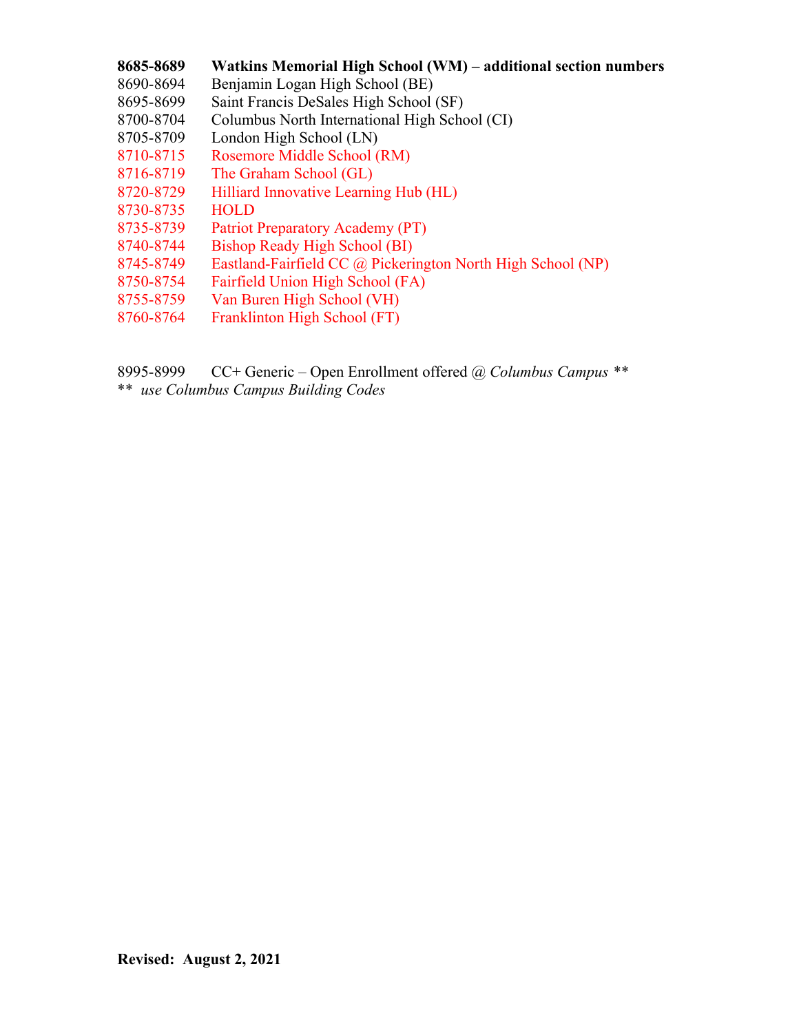**8685-8689 Watkins Memorial High School (WM) – additional section numbers**

8690-8694 Benjamin Logan High School (BE)
8695-8699 Saint Francis DeSales High School (SF)
8700-8704 Columbus North International High School (CI)
8705-8709 London High School (LN)
8710-8715 Rosemore Middle School (RM)
8716-8719 The Graham School (GL)
8720-8729 Hilliard Innovative Learning Hub (HL)
8730-8735 HOLD
8735-8739 Patriot Preparatory Academy (PT)
8740-8744 Bishop Ready High School (BI)
8745-8749 Eastland-Fairfield CC @ Pickerington North High School (NP)
8750-8754 Fairfield Union High School (FA)
8755-8759 Van Buren High School (VH)
8760-8764 Franklinton High School (FT)

8995-8999 CC+ Generic – Open Enrollment offered @ *Columbus Campus* **
** *use Columbus Campus Building Codes*

**Revised: August 2, 2021**